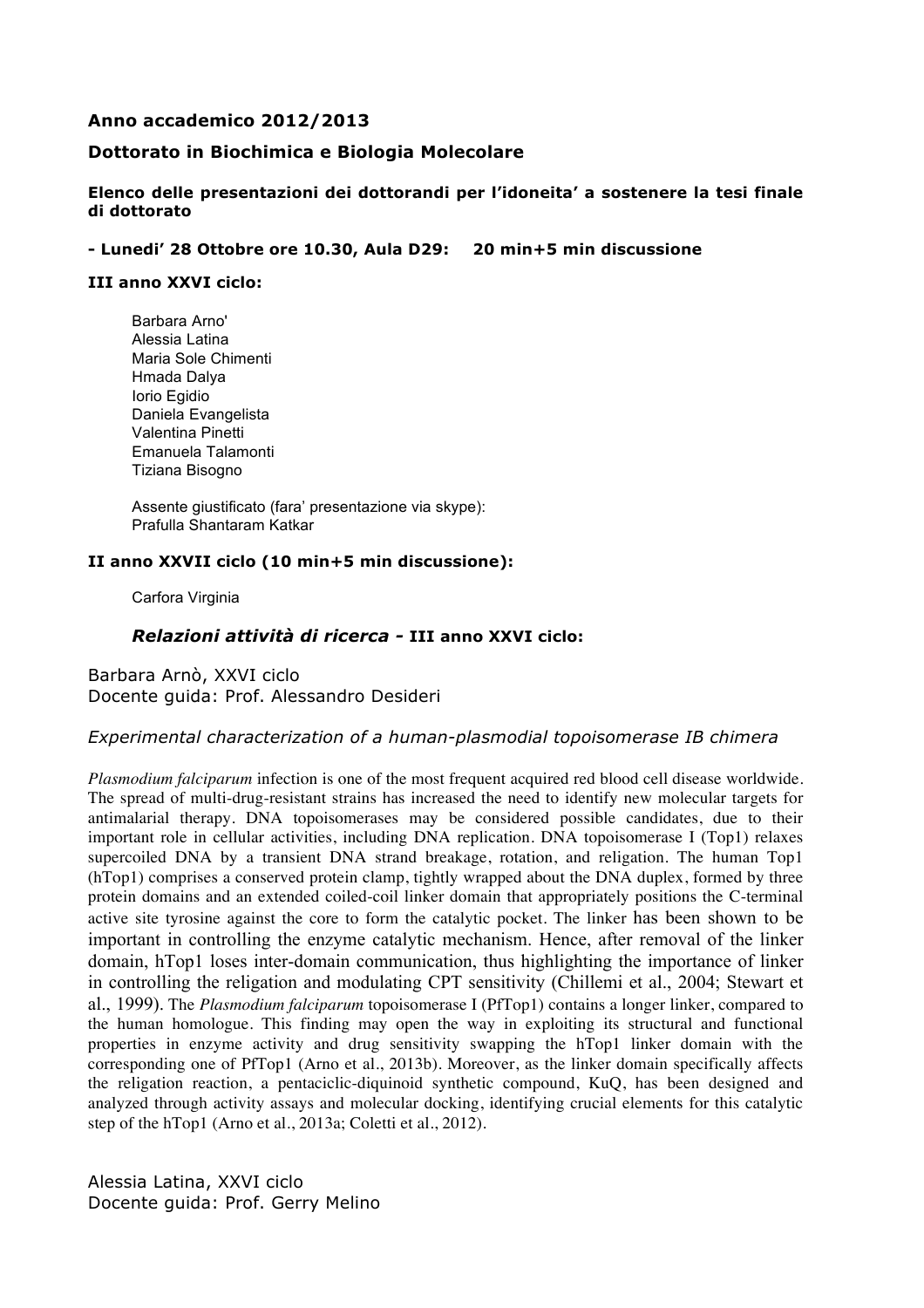**Anno accademico 2012/2013**

**Dottorato in Biochimica e Biologia Molecolare**

**Elenco delle presentazioni dei dottorandi per l'idoneita' a sostenere la tesi finale di dottorato**

**- Lunedi' 28 Ottobre ore 10.30, Aula D29: 20 min+5 min discussione**

**III anno XXVI ciclo:**

Barbara Arno'
Alessia Latina
Maria Sole Chimenti
Hmada Dalya
Iorio Egidio
Daniela Evangelista
Valentina Pinetti
Emanuela Talamonti
Tiziana Bisogno

Assente giustificato (fara' presentazione via skype):
Prafulla Shantaram Katkar

**II anno XXVII ciclo (10 min+5 min discussione):**

Carfora Virginia

***Relazioni attività di ricerca* - III anno XXVI ciclo:**

Barbara Arnò, XXVI ciclo
Docente guida: Prof. Alessandro Desideri

*Experimental characterization of a human-plasmodial topoisomerase IB chimera*

*Plasmodium falciparum* infection is one of the most frequent acquired red blood cell disease worldwide. The spread of multi-drug-resistant strains has increased the need to identify new molecular targets for antimalarial therapy. DNA topoisomerases may be considered possible candidates, due to their important role in cellular activities, including DNA replication. DNA topoisomerase I (Top1) relaxes supercoiled DNA by a transient DNA strand breakage, rotation, and religation. The human Top1 (hTop1) comprises a conserved protein clamp, tightly wrapped about the DNA duplex, formed by three protein domains and an extended coiled-coil linker domain that appropriately positions the C-terminal active site tyrosine against the core to form the catalytic pocket. The linker has been shown to be important in controlling the enzyme catalytic mechanism. Hence, after removal of the linker domain, hTop1 loses inter-domain communication, thus highlighting the importance of linker in controlling the religation and modulating CPT sensitivity (Chillemi et al., 2004; Stewart et al., 1999). The *Plasmodium falciparum* topoisomerase I (PfTop1) contains a longer linker, compared to the human homologue. This finding may open the way in exploiting its structural and functional properties in enzyme activity and drug sensitivity swapping the hTop1 linker domain with the corresponding one of PfTop1 (Arno et al., 2013b). Moreover, as the linker domain specifically affects the religation reaction, a pentaciclic-diquinoid synthetic compound, KuQ, has been designed and analyzed through activity assays and molecular docking, identifying crucial elements for this catalytic step of the hTop1 (Arno et al., 2013a; Coletti et al., 2012).

Alessia Latina, XXVI ciclo
Docente guida: Prof. Gerry Melino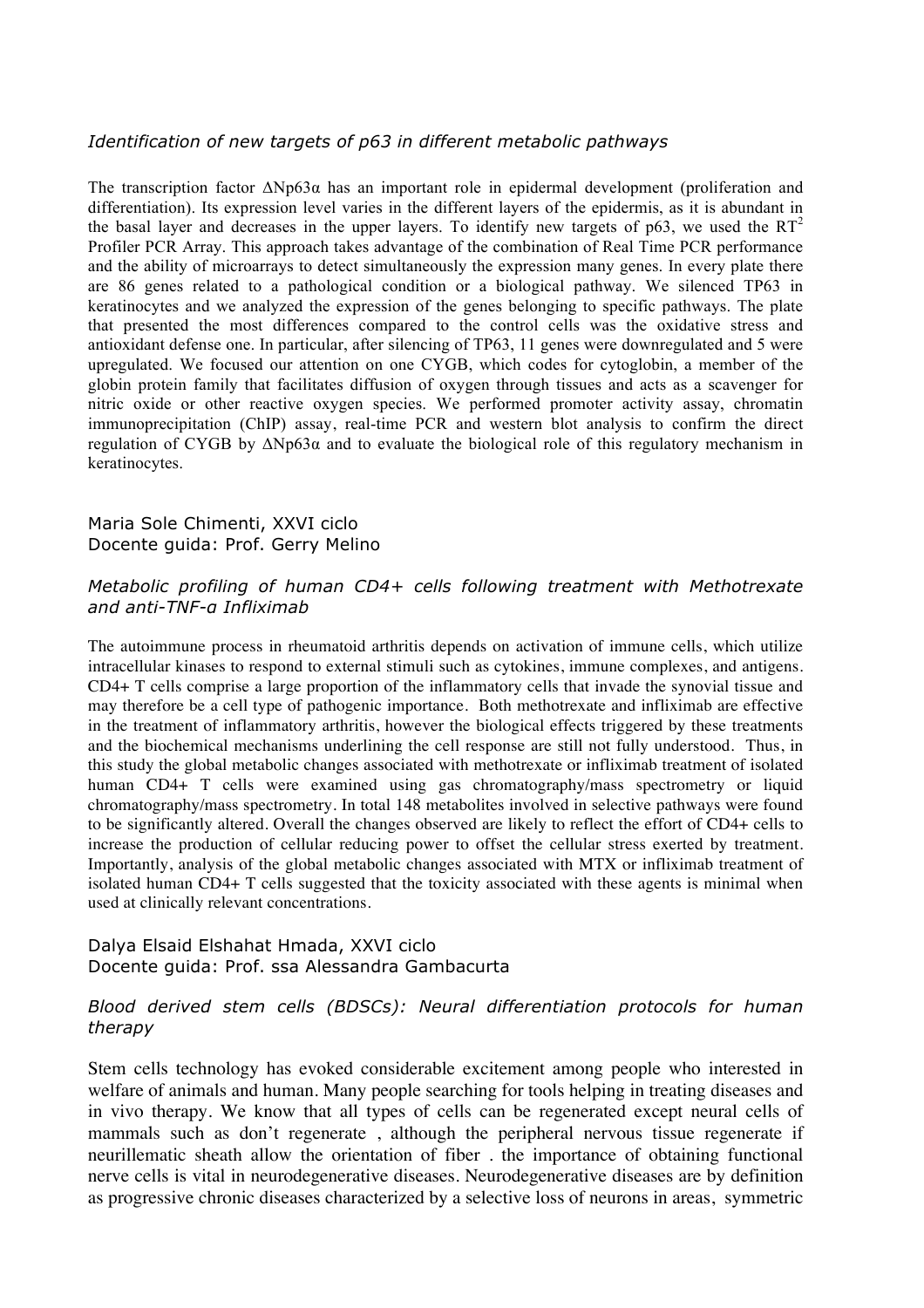*Identification of new targets of p63 in different metabolic pathways*

The transcription factor ΔNp63α has an important role in epidermal development (proliferation and differentiation). Its expression level varies in the different layers of the epidermis, as it is abundant in the basal layer and decreases in the upper layers. To identify new targets of p63, we used the $RT^2$ Profiler PCR Array. This approach takes advantage of the combination of Real Time PCR performance and the ability of microarrays to detect simultaneously the expression many genes. In every plate there are 86 genes related to a pathological condition or a biological pathway. We silenced TP63 in keratinocytes and we analyzed the expression of the genes belonging to specific pathways. The plate that presented the most differences compared to the control cells was the oxidative stress and antioxidant defense one. In particular, after silencing of TP63, 11 genes were downregulated and 5 were upregulated. We focused our attention on one CYGB, which codes for cytoglobin, a member of the globin protein family that facilitates diffusion of oxygen through tissues and acts as a scavenger for nitric oxide or other reactive oxygen species. We performed promoter activity assay, chromatin immunoprecipitation (ChIP) assay, real-time PCR and western blot analysis to confirm the direct regulation of CYGB by ΔNp63α and to evaluate the biological role of this regulatory mechanism in keratinocytes.

Maria Sole Chimenti, XXVI ciclo
Docente guida: Prof. Gerry Melino

*Metabolic profiling of human CD4+ cells following treatment with Methotrexate and anti-TNF-α Infliximab*

The autoimmune process in rheumatoid arthritis depends on activation of immune cells, which utilize intracellular kinases to respond to external stimuli such as cytokines, immune complexes, and antigens. CD4+ T cells comprise a large proportion of the inflammatory cells that invade the synovial tissue and may therefore be a cell type of pathogenic importance. Both methotrexate and infliximab are effective in the treatment of inflammatory arthritis, however the biological effects triggered by these treatments and the biochemical mechanisms underlining the cell response are still not fully understood. Thus, in this study the global metabolic changes associated with methotrexate or infliximab treatment of isolated human CD4+ T cells were examined using gas chromatography/mass spectrometry or liquid chromatography/mass spectrometry. In total 148 metabolites involved in selective pathways were found to be significantly altered. Overall the changes observed are likely to reflect the effort of CD4+ cells to increase the production of cellular reducing power to offset the cellular stress exerted by treatment. Importantly, analysis of the global metabolic changes associated with MTX or infliximab treatment of isolated human CD4+ T cells suggested that the toxicity associated with these agents is minimal when used at clinically relevant concentrations.

Dalya Elsaid Elshahat Hmada, XXVI ciclo
Docente guida: Prof. ssa Alessandra Gambacurta

*Blood derived stem cells (BDSCs): Neural differentiation protocols for human therapy*

Stem cells technology has evoked considerable excitement among people who interested in welfare of animals and human. Many people searching for tools helping in treating diseases and in vivo therapy. We know that all types of cells can be regenerated except neural cells of mammals such as don't regenerate , although the peripheral nervous tissue regenerate if neurillematic sheath allow the orientation of fiber . the importance of obtaining functional nerve cells is vital in neurodegenerative diseases. Neurodegenerative diseases are by definition as progressive chronic diseases characterized by a selective loss of neurons in areas, symmetric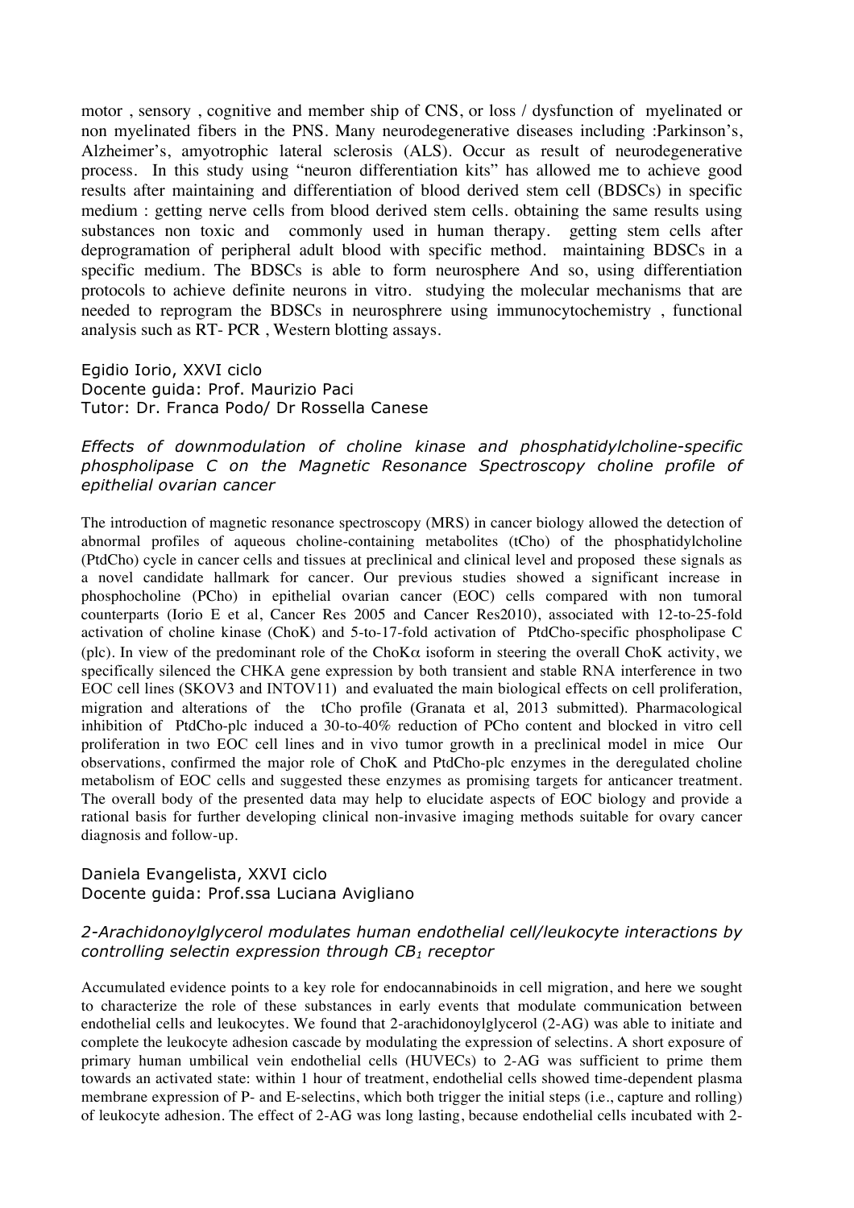motor , sensory , cognitive and member ship of CNS, or loss / dysfunction of myelinated or non myelinated fibers in the PNS. Many neurodegenerative diseases including :Parkinson's, Alzheimer's, amyotrophic lateral sclerosis (ALS). Occur as result of neurodegenerative process. In this study using "neuron differentiation kits" has allowed me to achieve good results after maintaining and differentiation of blood derived stem cell (BDSCs) in specific medium : getting nerve cells from blood derived stem cells. obtaining the same results using substances non toxic and commonly used in human therapy. getting stem cells after deprogramation of peripheral adult blood with specific method. maintaining BDSCs in a specific medium. The BDSCs is able to form neurosphere And so, using differentiation protocols to achieve definite neurons in vitro. studying the molecular mechanisms that are needed to reprogram the BDSCs in neurosphrere using immunocytochemistry , functional analysis such as RT- PCR , Western blotting assays.

Egidio Iorio, XXVI ciclo
Docente guida: Prof. Maurizio Paci
Tutor: Dr. Franca Podo/ Dr Rossella Canese

*Effects of downmodulation of choline kinase and phosphatidylcholine-specific phospholipase C on the Magnetic Resonance Spectroscopy choline profile of epithelial ovarian cancer*

The introduction of magnetic resonance spectroscopy (MRS) in cancer biology allowed the detection of abnormal profiles of aqueous choline-containing metabolites (tCho) of the phosphatidylcholine (PtdCho) cycle in cancer cells and tissues at preclinical and clinical level and proposed these signals as a novel candidate hallmark for cancer. Our previous studies showed a significant increase in phosphocholine (PCho) in epithelial ovarian cancer (EOC) cells compared with non tumoral counterparts (Iorio E et al, Cancer Res 2005 and Cancer Res2010), associated with 12-to-25-fold activation of choline kinase (ChoK) and 5-to-17-fold activation of PtdCho-specific phospholipase C (plc). In view of the predominant role of the ChoK$\alpha$ isoform in steering the overall ChoK activity, we specifically silenced the CHKA gene expression by both transient and stable RNA interference in two EOC cell lines (SKOV3 and INTOV11) and evaluated the main biological effects on cell proliferation, migration and alterations of the tCho profile (Granata et al, 2013 submitted). Pharmacological inhibition of PtdCho-plc induced a 30-to-40% reduction of PCho content and blocked in vitro cell proliferation in two EOC cell lines and in vivo tumor growth in a preclinical model in mice Our observations, confirmed the major role of ChoK and PtdCho-plc enzymes in the deregulated choline metabolism of EOC cells and suggested these enzymes as promising targets for anticancer treatment. The overall body of the presented data may help to elucidate aspects of EOC biology and provide a rational basis for further developing clinical non-invasive imaging methods suitable for ovary cancer diagnosis and follow-up.

Daniela Evangelista, XXVI ciclo
Docente guida: Prof.ssa Luciana Avigliano

*2-Arachidonoylglycerol modulates human endothelial cell/leukocyte interactions by controlling selectin expression through $CB_1$ receptor*

Accumulated evidence points to a key role for endocannabinoids in cell migration, and here we sought to characterize the role of these substances in early events that modulate communication between endothelial cells and leukocytes. We found that 2-arachidonoylglycerol (2-AG) was able to initiate and complete the leukocyte adhesion cascade by modulating the expression of selectins. A short exposure of primary human umbilical vein endothelial cells (HUVECs) to 2-AG was sufficient to prime them towards an activated state: within 1 hour of treatment, endothelial cells showed time-dependent plasma membrane expression of P- and E-selectins, which both trigger the initial steps (i.e., capture and rolling) of leukocyte adhesion. The effect of 2-AG was long lasting, because endothelial cells incubated with 2-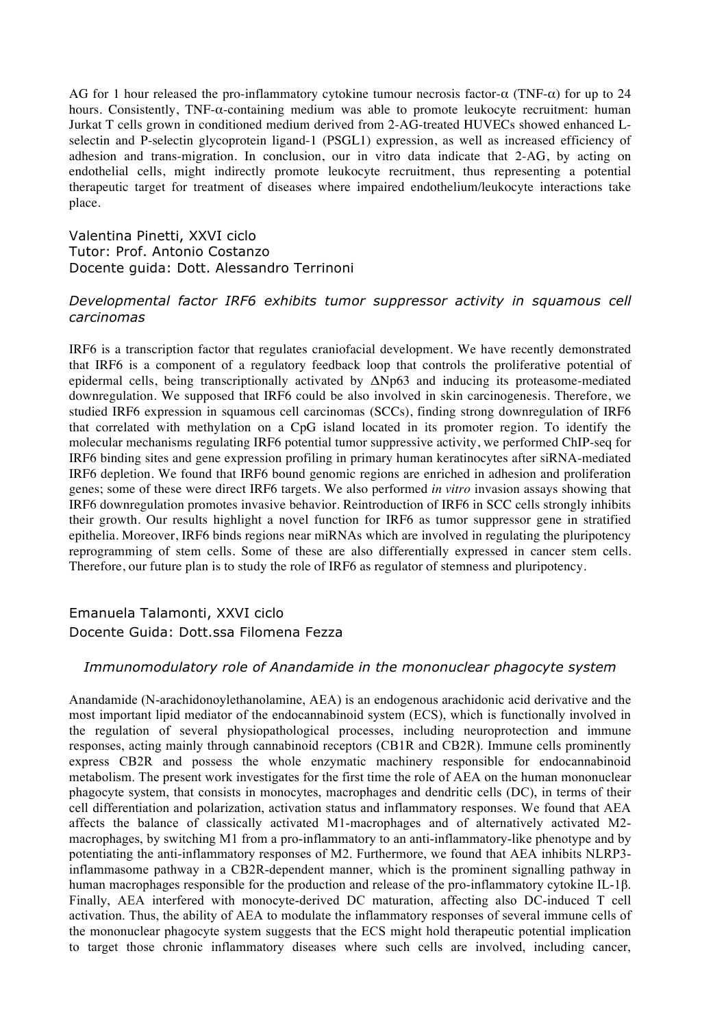AG for 1 hour released the pro-inflammatory cytokine tumour necrosis factor-α (TNF-α) for up to 24 hours. Consistently, TNF-α-containing medium was able to promote leukocyte recruitment: human Jurkat T cells grown in conditioned medium derived from 2-AG-treated HUVECs showed enhanced L-selectin and P-selectin glycoprotein ligand-1 (PSGL1) expression, as well as increased efficiency of adhesion and trans-migration. In conclusion, our in vitro data indicate that 2-AG, by acting on endothelial cells, might indirectly promote leukocyte recruitment, thus representing a potential therapeutic target for treatment of diseases where impaired endothelium/leukocyte interactions take place.

Valentina Pinetti, XXVI ciclo
Tutor: Prof. Antonio Costanzo
Docente guida: Dott. Alessandro Terrinoni

*Developmental factor IRF6 exhibits tumor suppressor activity in squamous cell carcinomas*

IRF6 is a transcription factor that regulates craniofacial development. We have recently demonstrated that IRF6 is a component of a regulatory feedback loop that controls the proliferative potential of epidermal cells, being transcriptionally activated by ΔNp63 and inducing its proteasome-mediated downregulation. We supposed that IRF6 could be also involved in skin carcinogenesis. Therefore, we studied IRF6 expression in squamous cell carcinomas (SCCs), finding strong downregulation of IRF6 that correlated with methylation on a CpG island located in its promoter region. To identify the molecular mechanisms regulating IRF6 potential tumor suppressive activity, we performed ChIP-seq for IRF6 binding sites and gene expression profiling in primary human keratinocytes after siRNA-mediated IRF6 depletion. We found that IRF6 bound genomic regions are enriched in adhesion and proliferation genes; some of these were direct IRF6 targets. We also performed *in vitro* invasion assays showing that IRF6 downregulation promotes invasive behavior. Reintroduction of IRF6 in SCC cells strongly inhibits their growth. Our results highlight a novel function for IRF6 as tumor suppressor gene in stratified epithelia. Moreover, IRF6 binds regions near miRNAs which are involved in regulating the pluripotency reprogramming of stem cells. Some of these are also differentially expressed in cancer stem cells. Therefore, our future plan is to study the role of IRF6 as regulator of stemness and pluripotency.

Emanuela Talamonti, XXVI ciclo
Docente Guida: Dott.ssa Filomena Fezza

*Immunomodulatory role of Anandamide in the mononuclear phagocyte system*

Anandamide (N-arachidonoylethanolamine, AEA) is an endogenous arachidonic acid derivative and the most important lipid mediator of the endocannabinoid system (ECS), which is functionally involved in the regulation of several physiopathological processes, including neuroprotection and immune responses, acting mainly through cannabinoid receptors (CB1R and CB2R). Immune cells prominently express CB2R and possess the whole enzymatic machinery responsible for endocannabinoid metabolism. The present work investigates for the first time the role of AEA on the human mononuclear phagocyte system, that consists in monocytes, macrophages and dendritic cells (DC), in terms of their cell differentiation and polarization, activation status and inflammatory responses. We found that AEA affects the balance of classically activated M1-macrophages and of alternatively activated M2-macrophages, by switching M1 from a pro-inflammatory to an anti-inflammatory-like phenotype and by potentiating the anti-inflammatory responses of M2. Furthermore, we found that AEA inhibits NLRP3-inflammasome pathway in a CB2R-dependent manner, which is the prominent signalling pathway in human macrophages responsible for the production and release of the pro-inflammatory cytokine IL-1β. Finally, AEA interfered with monocyte-derived DC maturation, affecting also DC-induced T cell activation. Thus, the ability of AEA to modulate the inflammatory responses of several immune cells of the mononuclear phagocyte system suggests that the ECS might hold therapeutic potential implication to target those chronic inflammatory diseases where such cells are involved, including cancer,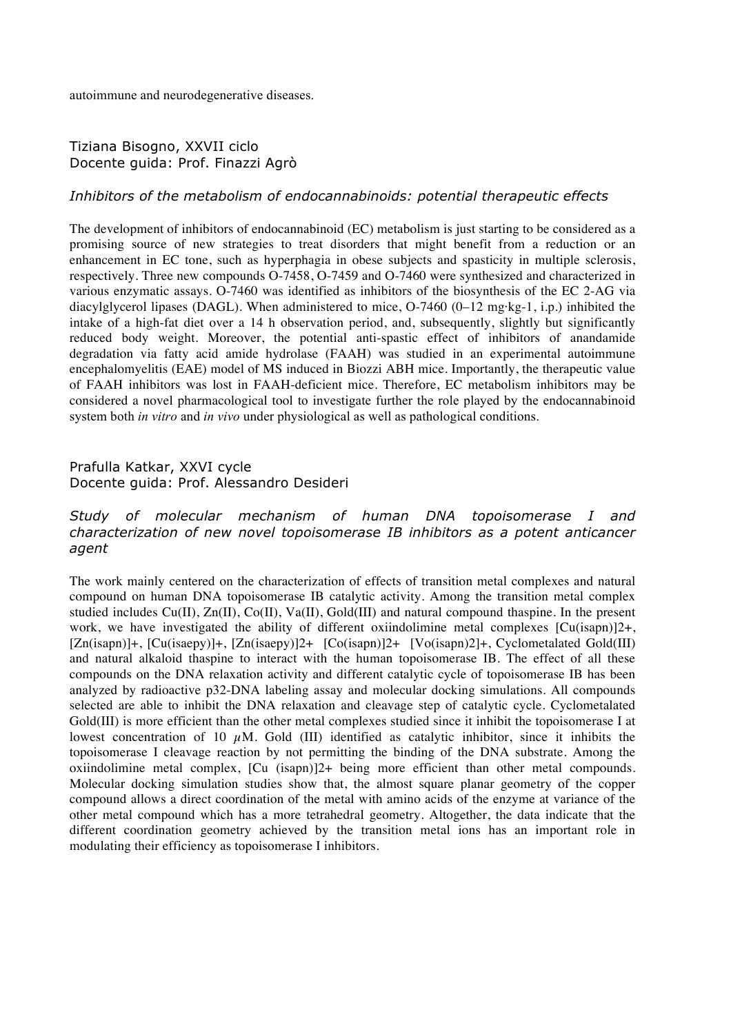autoimmune and neurodegenerative diseases.

Tiziana Bisogno, XXVII ciclo
Docente guida: Prof. Finazzi Agrò

*Inhibitors of the metabolism of endocannabinoids: potential therapeutic effects*

The development of inhibitors of endocannabinoid (EC) metabolism is just starting to be considered as a promising source of new strategies to treat disorders that might benefit from a reduction or an enhancement in EC tone, such as hyperphagia in obese subjects and spasticity in multiple sclerosis, respectively. Three new compounds O-7458, O-7459 and O-7460 were synthesized and characterized in various enzymatic assays. O-7460 was identified as inhibitors of the biosynthesis of the EC 2-AG via diacylglycerol lipases (DAGL). When administered to mice, O-7460 (0–12 mg·kg-1, i.p.) inhibited the intake of a high-fat diet over a 14 h observation period, and, subsequently, slightly but significantly reduced body weight. Moreover, the potential anti-spastic effect of inhibitors of anandamide degradation via fatty acid amide hydrolase (FAAH) was studied in an experimental autoimmune encephalomyelitis (EAE) model of MS induced in Biozzi ABH mice. Importantly, the therapeutic value of FAAH inhibitors was lost in FAAH-deficient mice. Therefore, EC metabolism inhibitors may be considered a novel pharmacological tool to investigate further the role played by the endocannabinoid system both *in vitro* and *in vivo* under physiological as well as pathological conditions.

Prafulla Katkar, XXVI cycle
Docente guida: Prof. Alessandro Desideri

*Study of molecular mechanism of human DNA topoisomerase I and characterization of new novel topoisomerase IB inhibitors as a potent anticancer agent*

The work mainly centered on the characterization of effects of transition metal complexes and natural compound on human DNA topoisomerase IB catalytic activity. Among the transition metal complex studied includes Cu(II), Zn(II), Co(II), Va(II), Gold(III) and natural compound thaspine. In the present work, we have investigated the ability of different oxiindolimine metal complexes [Cu(isapn)]2+, [Zn(isapn)]+, [Cu(isaepy)]+, [Zn(isaepy)]2+ [Co(isapn)]2+ [Vo(isapn)2]+, Cyclometalated Gold(III) and natural alkaloid thaspine to interact with the human topoisomerase IB. The effect of all these compounds on the DNA relaxation activity and different catalytic cycle of topoisomerase IB has been analyzed by radioactive p32-DNA labeling assay and molecular docking simulations. All compounds selected are able to inhibit the DNA relaxation and cleavage step of catalytic cycle. Cyclometalated Gold(III) is more efficient than the other metal complexes studied since it inhibit the topoisomerase I at lowest concentration of 10 $\mu$M. Gold (III) identified as catalytic inhibitor, since it inhibits the topoisomerase I cleavage reaction by not permitting the binding of the DNA substrate. Among the oxiindolimine metal complex, [Cu (isapn)]2+ being more efficient than other metal compounds. Molecular docking simulation studies show that, the almost square planar geometry of the copper compound allows a direct coordination of the metal with amino acids of the enzyme at variance of the other metal compound which has a more tetrahedral geometry. Altogether, the data indicate that the different coordination geometry achieved by the transition metal ions has an important role in modulating their efficiency as topoisomerase I inhibitors.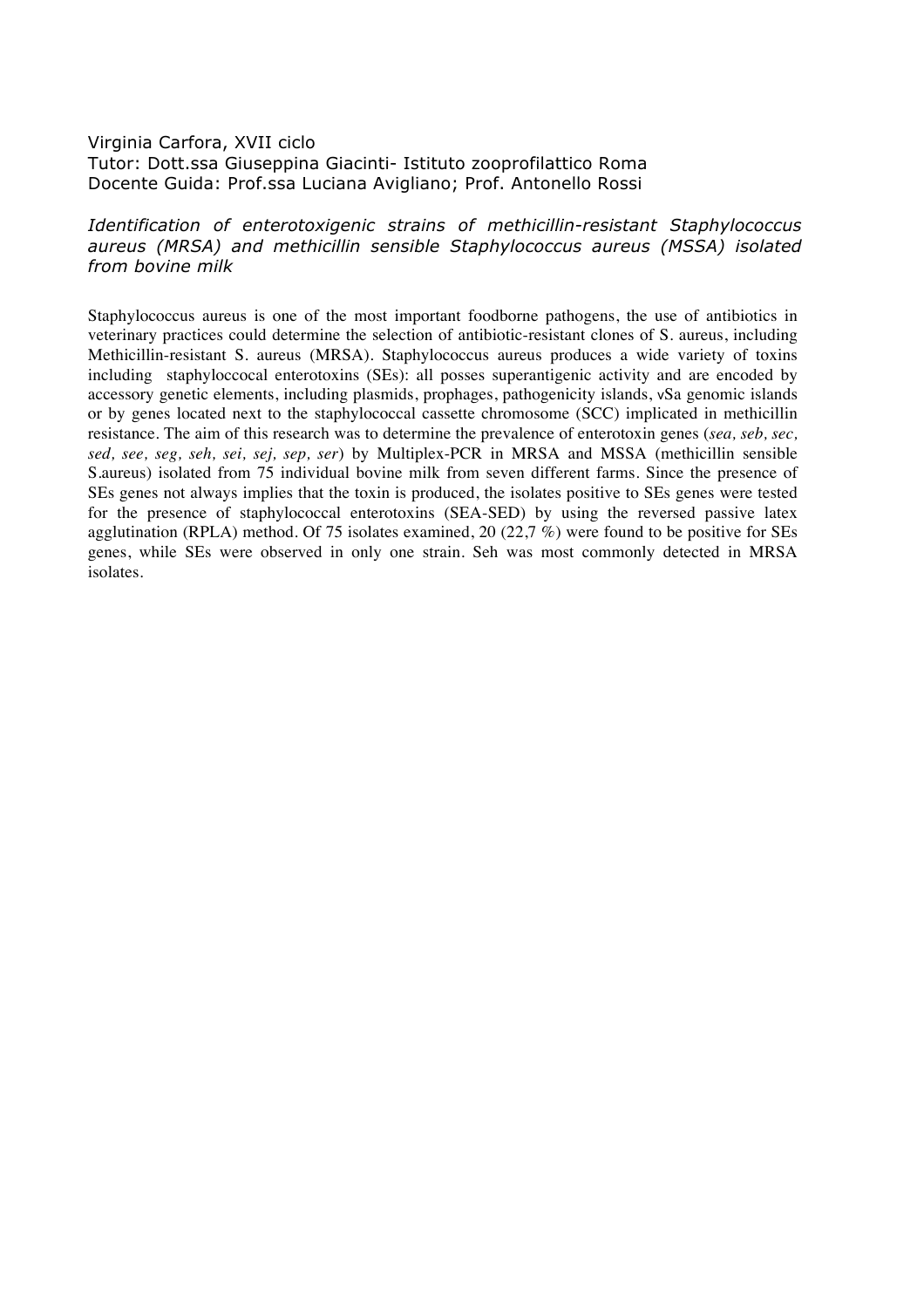Virginia Carfora, XVII ciclo
Tutor: Dott.ssa Giuseppina Giacinti- Istituto zooprofilattico Roma
Docente Guida: Prof.ssa Luciana Avigliano; Prof. Antonello Rossi

*Identification of enterotoxigenic strains of methicillin-resistant Staphylococcus aureus (MRSA) and methicillin sensible Staphylococcus aureus (MSSA) isolated from bovine milk*

Staphylococcus aureus is one of the most important foodborne pathogens, the use of antibiotics in veterinary practices could determine the selection of antibiotic-resistant clones of S. aureus, including Methicillin-resistant S. aureus (MRSA). Staphylococcus aureus produces a wide variety of toxins including staphyloccocal enterotoxins (SEs): all posses superantigenic activity and are encoded by accessory genetic elements, including plasmids, prophages, pathogenicity islands, νSa genomic islands or by genes located next to the staphylococcal cassette chromosome (SCC) implicated in methicillin resistance. The aim of this research was to determine the prevalence of enterotoxin genes (*sea, seb, sec, sed, see, seg, seh, sei, sej, sep, ser*) by Multiplex-PCR in MRSA and MSSA (methicillin sensible S.aureus) isolated from 75 individual bovine milk from seven different farms. Since the presence of SEs genes not always implies that the toxin is produced, the isolates positive to SEs genes were tested for the presence of staphylococcal enterotoxins (SEA-SED) by using the reversed passive latex agglutination (RPLA) method. Of 75 isolates examined, 20 (22,7 %) were found to be positive for SEs genes, while SEs were observed in only one strain. Seh was most commonly detected in MRSA isolates.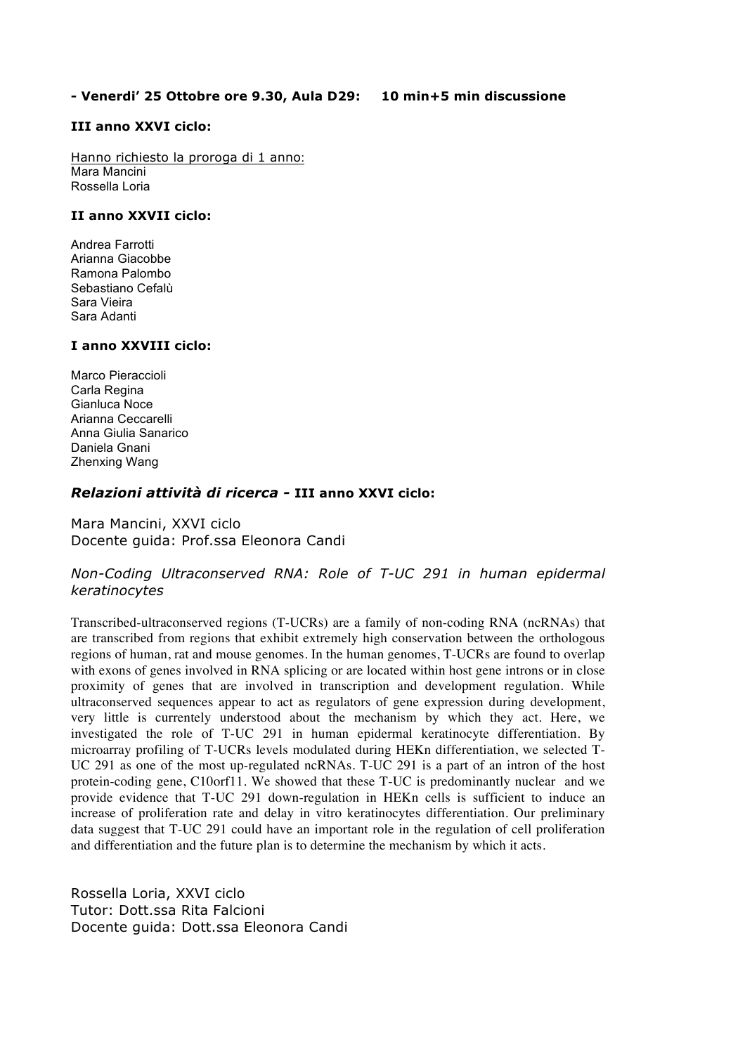**- Venerdi' 25 Ottobre ore 9.30, Aula D29: 10 min+5 min discussione**

**III anno XXVI ciclo:**

Hanno richiesto la proroga di 1 anno:
Mara Mancini
Rossella Loria

**II anno XXVII ciclo:**

Andrea Farrotti
Arianna Giacobbe
Ramona Palombo
Sebastiano Cefalù
Sara Vieira
Sara Adanti

**I anno XXVIII ciclo:**

Marco Pieraccioli
Carla Regina
Gianluca Noce
Arianna Ceccarelli
Anna Giulia Sanarico
Daniela Gnani
Zhenxing Wang

## *Relazioni attività di ricerca* - III anno XXVI ciclo:

Mara Mancini, XXVI ciclo
Docente guida: Prof.ssa Eleonora Candi

*Non-Coding Ultraconserved RNA: Role of T-UC 291 in human epidermal keratinocytes*

Transcribed-ultraconserved regions (T-UCRs) are a family of non-coding RNA (ncRNAs) that are transcribed from regions that exhibit extremely high conservation between the orthologous regions of human, rat and mouse genomes. In the human genomes, T-UCRs are found to overlap with exons of genes involved in RNA splicing or are located within host gene introns or in close proximity of genes that are involved in transcription and development regulation. While ultraconserved sequences appear to act as regulators of gene expression during development, very little is currently understood about the mechanism by which they act. Here, we investigated the role of T-UC 291 in human epidermal keratinocyte differentiation. By microarray profiling of T-UCRs levels modulated during HEKn differentiation, we selected T-UC 291 as one of the most up-regulated ncRNAs. T-UC 291 is a part of an intron of the host protein-coding gene, C10orf11. We showed that these T-UC is predominantly nuclear and we provide evidence that T-UC 291 down-regulation in HEKn cells is sufficient to induce an increase of proliferation rate and delay in vitro keratinocytes differentiation. Our preliminary data suggest that T-UC 291 could have an important role in the regulation of cell proliferation and differentiation and the future plan is to determine the mechanism by which it acts.

Rossella Loria, XXVI ciclo
Tutor: Dott.ssa Rita Falcioni
Docente guida: Dott.ssa Eleonora Candi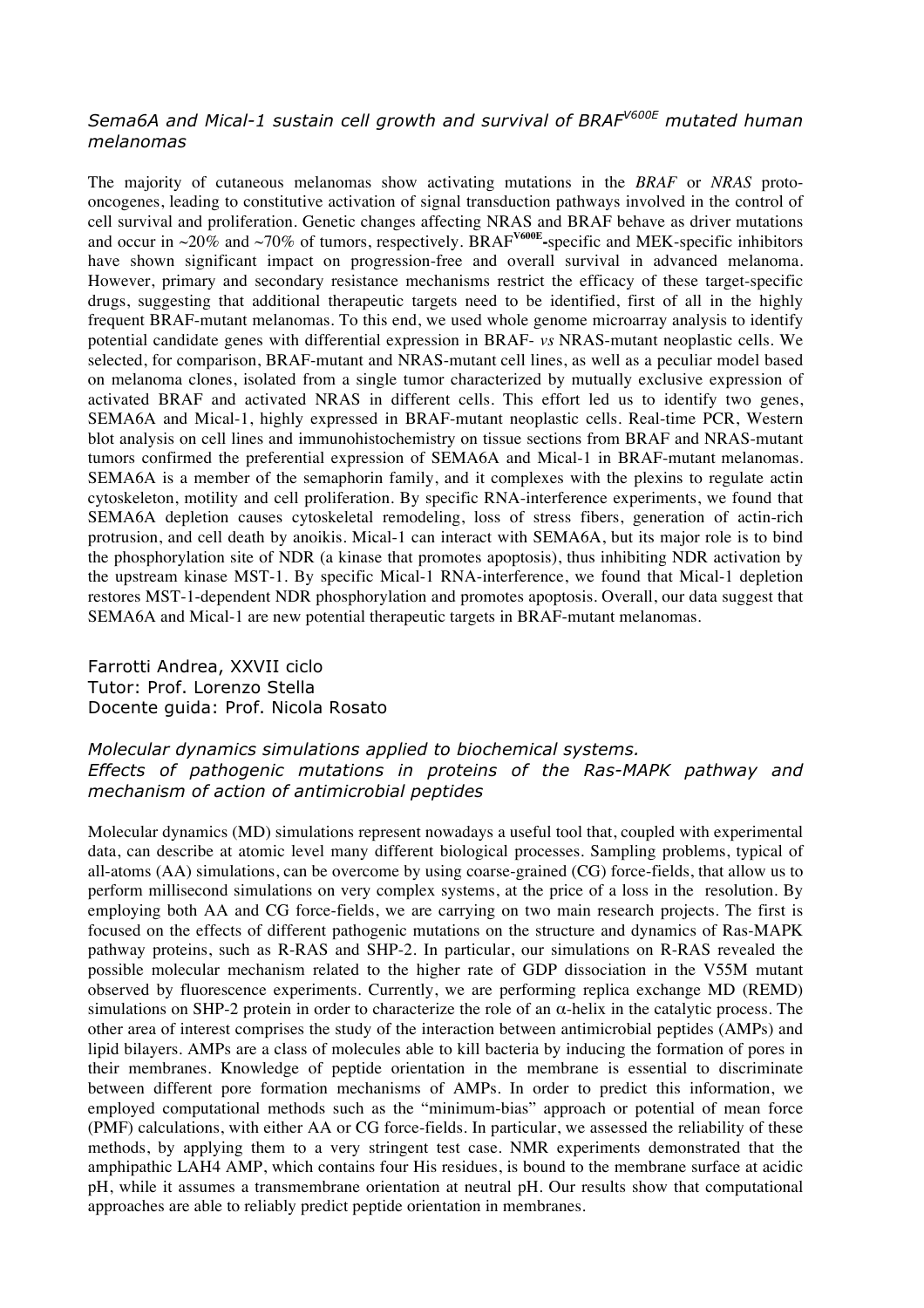### *Sema6A and Mical-1 sustain cell growth and survival of BRAF$^{V600E}$ mutated human melanomas*

The majority of cutaneous melanomas show activating mutations in the *BRAF* or *NRAS* proto-oncogenes, leading to constitutive activation of signal transduction pathways involved in the control of cell survival and proliferation. Genetic changes affecting NRAS and BRAF behave as driver mutations and occur in ~20% and ~70% of tumors, respectively. BRAF$^{\mathbf{V600E}}$-specific and MEK-specific inhibitors have shown significant impact on progression-free and overall survival in advanced melanoma. However, primary and secondary resistance mechanisms restrict the efficacy of these target-specific drugs, suggesting that additional therapeutic targets need to be identified, first of all in the highly frequent BRAF-mutant melanomas. To this end, we used whole genome microarray analysis to identify potential candidate genes with differential expression in BRAF- *vs* NRAS-mutant neoplastic cells. We selected, for comparison, BRAF-mutant and NRAS-mutant cell lines, as well as a peculiar model based on melanoma clones, isolated from a single tumor characterized by mutually exclusive expression of activated BRAF and activated NRAS in different cells. This effort led us to identify two genes, SEMA6A and Mical-1, highly expressed in BRAF-mutant neoplastic cells. Real-time PCR, Western blot analysis on cell lines and immunohistochemistry on tissue sections from BRAF and NRAS-mutant tumors confirmed the preferential expression of SEMA6A and Mical-1 in BRAF-mutant melanomas. SEMA6A is a member of the semaphorin family, and it complexes with the plexins to regulate actin cytoskeleton, motility and cell proliferation. By specific RNA-interference experiments, we found that SEMA6A depletion causes cytoskeletal remodeling, loss of stress fibers, generation of actin-rich protrusion, and cell death by anoikis. Mical-1 can interact with SEMA6A, but its major role is to bind the phosphorylation site of NDR (a kinase that promotes apoptosis), thus inhibiting NDR activation by the upstream kinase MST-1. By specific Mical-1 RNA-interference, we found that Mical-1 depletion restores MST-1-dependent NDR phosphorylation and promotes apoptosis. Overall, our data suggest that SEMA6A and Mical-1 are new potential therapeutic targets in BRAF-mutant melanomas.

Farrotti Andrea, XXVII ciclo
Tutor: Prof. Lorenzo Stella
Docente guida: Prof. Nicola Rosato

### *Molecular dynamics simulations applied to biochemical systems. Effects of pathogenic mutations in proteins of the Ras-MAPK pathway and mechanism of action of antimicrobial peptides*

Molecular dynamics (MD) simulations represent nowadays a useful tool that, coupled with experimental data, can describe at atomic level many different biological processes. Sampling problems, typical of all-atoms (AA) simulations, can be overcome by using coarse-grained (CG) force-fields, that allow us to perform millisecond simulations on very complex systems, at the price of a loss in the resolution. By employing both AA and CG force-fields, we are carrying on two main research projects. The first is focused on the effects of different pathogenic mutations on the structure and dynamics of Ras-MAPK pathway proteins, such as R-RAS and SHP-2. In particular, our simulations on R-RAS revealed the possible molecular mechanism related to the higher rate of GDP dissociation in the V55M mutant observed by fluorescence experiments. Currently, we are performing replica exchange MD (REMD) simulations on SHP-2 protein in order to characterize the role of an $\alpha$-helix in the catalytic process. The other area of interest comprises the study of the interaction between antimicrobial peptides (AMPs) and lipid bilayers. AMPs are a class of molecules able to kill bacteria by inducing the formation of pores in their membranes. Knowledge of peptide orientation in the membrane is essential to discriminate between different pore formation mechanisms of AMPs. In order to predict this information, we employed computational methods such as the "minimum-bias" approach or potential of mean force (PMF) calculations, with either AA or CG force-fields. In particular, we assessed the reliability of these methods, by applying them to a very stringent test case. NMR experiments demonstrated that the amphipathic LAH4 AMP, which contains four His residues, is bound to the membrane surface at acidic pH, while it assumes a transmembrane orientation at neutral pH. Our results show that computational approaches are able to reliably predict peptide orientation in membranes.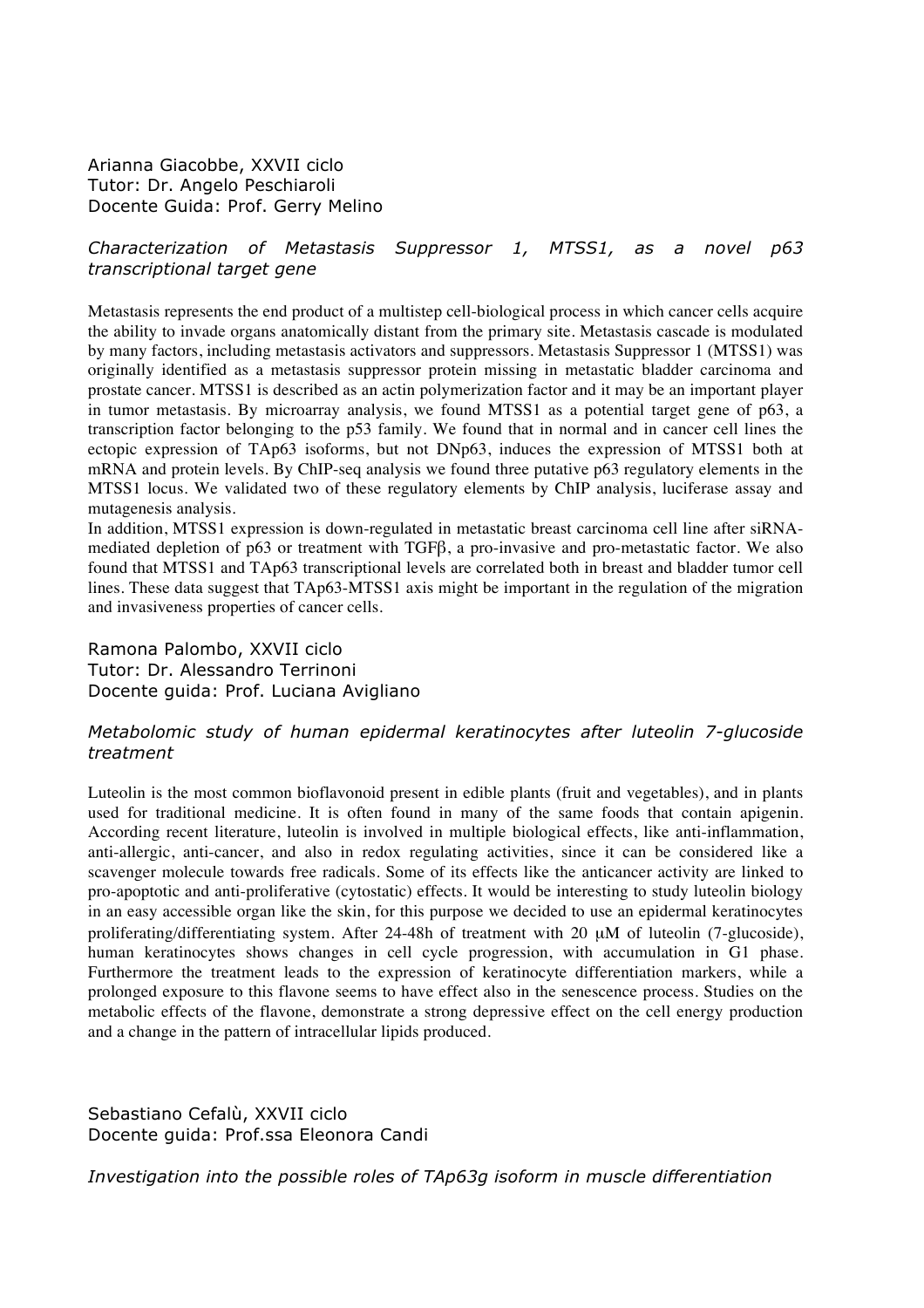Arianna Giacobbe, XXVII ciclo
Tutor: Dr. Angelo Peschiaroli
Docente Guida: Prof. Gerry Melino

*Characterization of Metastasis Suppressor 1, MTSS1, as a novel p63 transcriptional target gene*

Metastasis represents the end product of a multistep cell-biological process in which cancer cells acquire the ability to invade organs anatomically distant from the primary site. Metastasis cascade is modulated by many factors, including metastasis activators and suppressors. Metastasis Suppressor 1 (MTSS1) was originally identified as a metastasis suppressor protein missing in metastatic bladder carcinoma and prostate cancer. MTSS1 is described as an actin polymerization factor and it may be an important player in tumor metastasis. By microarray analysis, we found MTSS1 as a potential target gene of p63, a transcription factor belonging to the p53 family. We found that in normal and in cancer cell lines the ectopic expression of TAp63 isoforms, but not DNp63, induces the expression of MTSS1 both at mRNA and protein levels. By ChIP-seq analysis we found three putative p63 regulatory elements in the MTSS1 locus. We validated two of these regulatory elements by ChIP analysis, luciferase assay and mutagenesis analysis.
In addition, MTSS1 expression is down-regulated in metastatic breast carcinoma cell line after siRNA-mediated depletion of p63 or treatment with TGFβ, a pro-invasive and pro-metastatic factor. We also found that MTSS1 and TAp63 transcriptional levels are correlated both in breast and bladder tumor cell lines. These data suggest that TAp63-MTSS1 axis might be important in the regulation of the migration and invasiveness properties of cancer cells.

Ramona Palombo, XXVII ciclo
Tutor: Dr. Alessandro Terrinoni
Docente guida: Prof. Luciana Avigliano

*Metabolomic study of human epidermal keratinocytes after luteolin 7-glucoside treatment*

Luteolin is the most common bioflavonoid present in edible plants (fruit and vegetables), and in plants used for traditional medicine. It is often found in many of the same foods that contain apigenin. According recent literature, luteolin is involved in multiple biological effects, like anti-inflammation, anti-allergic, anti-cancer, and also in redox regulating activities, since it can be considered like a scavenger molecule towards free radicals. Some of its effects like the anticancer activity are linked to pro-apoptotic and anti-proliferative (cytostatic) effects. It would be interesting to study luteolin biology in an easy accessible organ like the skin, for this purpose we decided to use an epidermal keratinocytes proliferating/differentiating system. After 24-48h of treatment with 20 μM of luteolin (7-glucoside), human keratinocytes shows changes in cell cycle progression, with accumulation in G1 phase. Furthermore the treatment leads to the expression of keratinocyte differentiation markers, while a prolonged exposure to this flavone seems to have effect also in the senescence process. Studies on the metabolic effects of the flavone, demonstrate a strong depressive effect on the cell energy production and a change in the pattern of intracellular lipids produced.

Sebastiano Cefalù, XXVII ciclo
Docente guida: Prof.ssa Eleonora Candi

*Investigation into the possible roles of TAp63g isoform in muscle differentiation*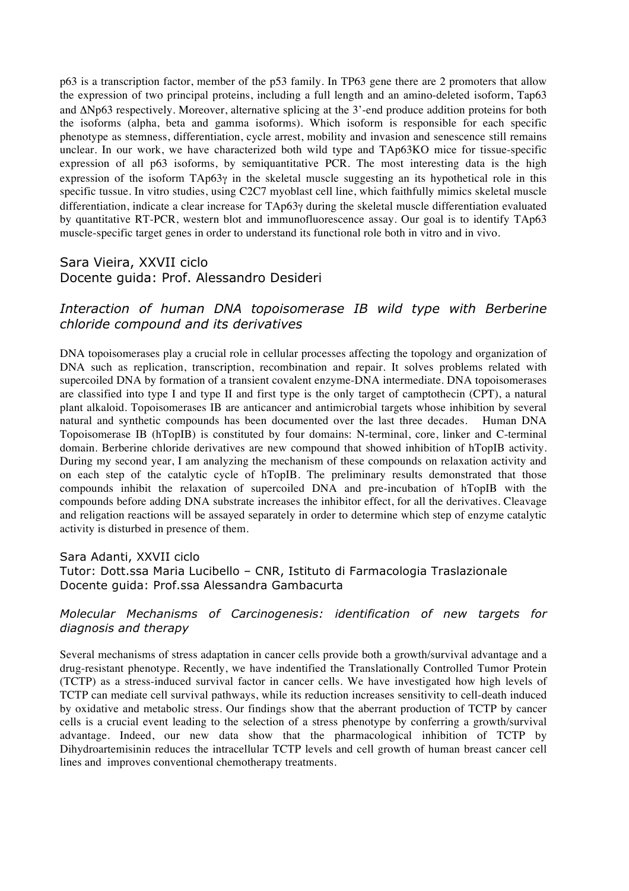p63 is a transcription factor, member of the p53 family. In TP63 gene there are 2 promoters that allow the expression of two principal proteins, including a full length and an amino-deleted isoform, Tap63 and ΔNp63 respectively. Moreover, alternative splicing at the 3'-end produce addition proteins for both the isoforms (alpha, beta and gamma isoforms). Which isoform is responsible for each specific phenotype as stemness, differentiation, cycle arrest, mobility and invasion and senescence still remains unclear. In our work, we have characterized both wild type and TAp63KO mice for tissue-specific expression of all p63 isoforms, by semiquantitative PCR. The most interesting data is the high expression of the isoform TAp63γ in the skeletal muscle suggesting an its hypothetical role in this specific tussue. In vitro studies, using C2C7 myoblast cell line, which faithfully mimics skeletal muscle differentiation, indicate a clear increase for TAp63γ during the skeletal muscle differentiation evaluated by quantitative RT-PCR, western blot and immunofluorescence assay. Our goal is to identify TAp63 muscle-specific target genes in order to understand its functional role both in vitro and in vivo.

Sara Vieira, XXVII ciclo
Docente guida: Prof. Alessandro Desideri

### *Interaction of human DNA topoisomerase IB wild type with Berberine chloride compound and its derivatives*

DNA topoisomerases play a crucial role in cellular processes affecting the topology and organization of DNA such as replication, transcription, recombination and repair. It solves problems related with supercoiled DNA by formation of a transient covalent enzyme-DNA intermediate. DNA topoisomerases are classified into type I and type II and first type is the only target of camptothecin (CPT), a natural plant alkaloid. Topoisomerases IB are anticancer and antimicrobial targets whose inhibition by several natural and synthetic compounds has been documented over the last three decades. Human DNA Topoisomerase IB (hTopIB) is constituted by four domains: N-terminal, core, linker and C-terminal domain. Berberine chloride derivatives are new compound that showed inhibition of hTopIB activity. During my second year, I am analyzing the mechanism of these compounds on relaxation activity and on each step of the catalytic cycle of hTopIB. The preliminary results demonstrated that those compounds inhibit the relaxation of supercoiled DNA and pre-incubation of hTopIB with the compounds before adding DNA substrate increases the inhibitor effect, for all the derivatives. Cleavage and religation reactions will be assayed separately in order to determine which step of enzyme catalytic activity is disturbed in presence of them.

Sara Adanti, XXVII ciclo
Tutor: Dott.ssa Maria Lucibello – CNR, Istituto di Farmacologia Traslazionale
Docente guida: Prof.ssa Alessandra Gambacurta

### *Molecular Mechanisms of Carcinogenesis: identification of new targets for diagnosis and therapy*

Several mechanisms of stress adaptation in cancer cells provide both a growth/survival advantage and a drug-resistant phenotype. Recently, we have indentified the Translationally Controlled Tumor Protein (TCTP) as a stress-induced survival factor in cancer cells. We have investigated how high levels of TCTP can mediate cell survival pathways, while its reduction increases sensitivity to cell-death induced by oxidative and metabolic stress. Our findings show that the aberrant production of TCTP by cancer cells is a crucial event leading to the selection of a stress phenotype by conferring a growth/survival advantage. Indeed, our new data show that the pharmacological inhibition of TCTP by Dihydroartemisinin reduces the intracellular TCTP levels and cell growth of human breast cancer cell lines and improves conventional chemotherapy treatments.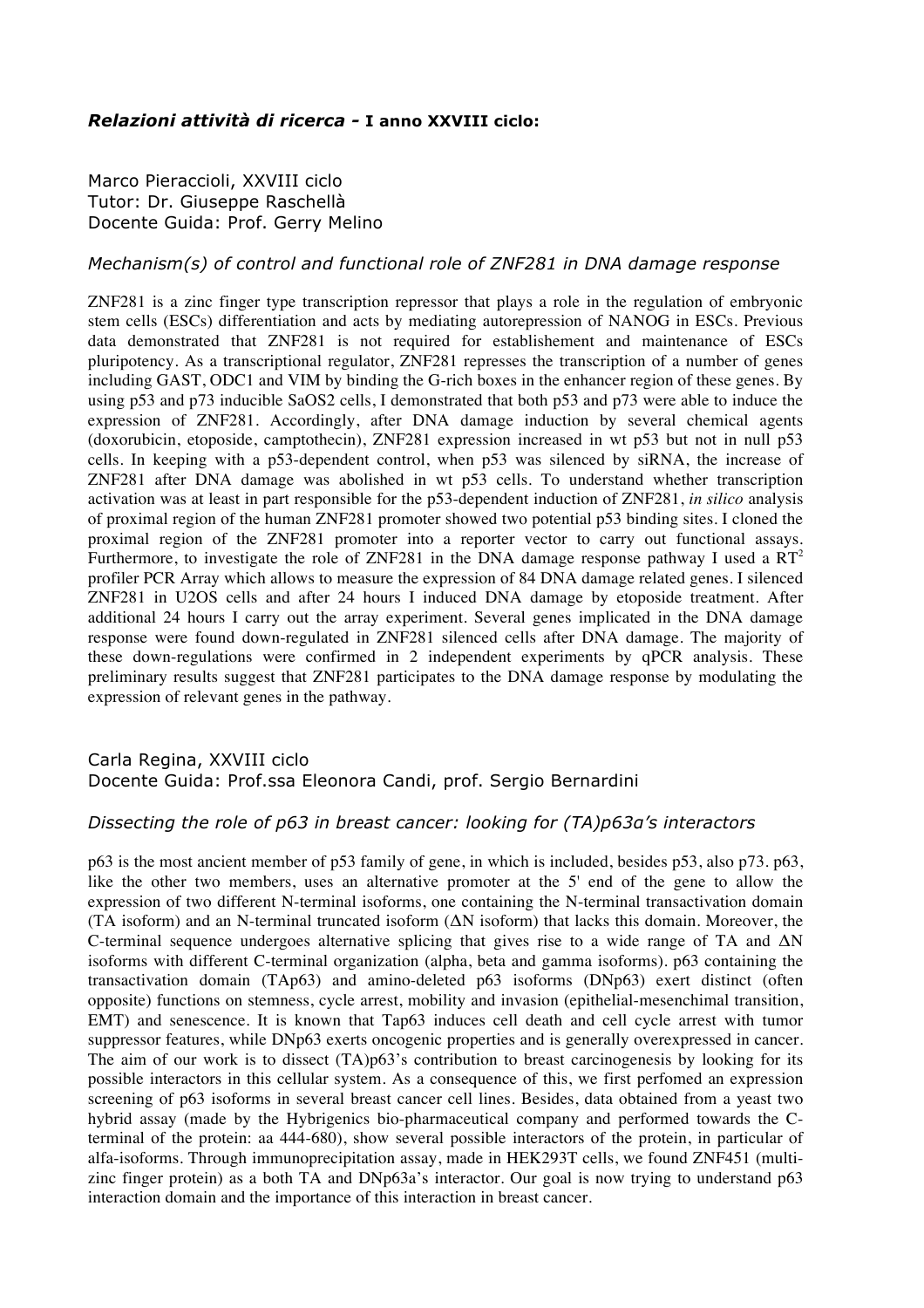### ***Relazioni attività di ricerca -* I anno XXVIII ciclo:**

Marco Pieraccioli, XXVIII ciclo
Tutor: Dr. Giuseppe Raschellà
Docente Guida: Prof. Gerry Melino

*Mechanism(s) of control and functional role of ZNF281 in DNA damage response*

ZNF281 is a zinc finger type transcription repressor that plays a role in the regulation of embryonic stem cells (ESCs) differentiation and acts by mediating autorepression of NANOG in ESCs. Previous data demonstrated that ZNF281 is not required for establishement and maintenance of ESCs pluripotency. As a transcriptional regulator, ZNF281 represses the transcription of a number of genes including GAST, ODC1 and VIM by binding the G-rich boxes in the enhancer region of these genes. By using p53 and p73 inducible SaOS2 cells, I demonstrated that both p53 and p73 were able to induce the expression of ZNF281. Accordingly, after DNA damage induction by several chemical agents (doxorubicin, etoposide, camptothecin), ZNF281 expression increased in wt p53 but not in null p53 cells. In keeping with a p53-dependent control, when p53 was silenced by siRNA, the increase of ZNF281 after DNA damage was abolished in wt p53 cells. To understand whether transcription activation was at least in part responsible for the p53-dependent induction of ZNF281, *in silico* analysis of proximal region of the human ZNF281 promoter showed two potential p53 binding sites. I cloned the proximal region of the ZNF281 promoter into a reporter vector to carry out functional assays. Furthermore, to investigate the role of ZNF281 in the DNA damage response pathway I used a $RT^2$ profiler PCR Array which allows to measure the expression of 84 DNA damage related genes. I silenced ZNF281 in U2OS cells and after 24 hours I induced DNA damage by etoposide treatment. After additional 24 hours I carry out the array experiment. Several genes implicated in the DNA damage response were found down-regulated in ZNF281 silenced cells after DNA damage. The majority of these down-regulations were confirmed in 2 independent experiments by qPCR analysis. These preliminary results suggest that ZNF281 participates to the DNA damage response by modulating the expression of relevant genes in the pathway.

Carla Regina, XXVIII ciclo
Docente Guida: Prof.ssa Eleonora Candi, prof. Sergio Bernardini

*Dissecting the role of p63 in breast cancer: looking for (TA)p63α's interactors*

p63 is the most ancient member of p53 family of gene, in which is included, besides p53, also p73. p63, like the other two members, uses an alternative promoter at the 5' end of the gene to allow the expression of two different N-terminal isoforms, one containing the N-terminal transactivation domain (TA isoform) and an N-terminal truncated isoform (ΔN isoform) that lacks this domain. Moreover, the C-terminal sequence undergoes alternative splicing that gives rise to a wide range of TA and ΔN isoforms with different C-terminal organization (alpha, beta and gamma isoforms). p63 containing the transactivation domain (TAp63) and amino-deleted p63 isoforms (DNp63) exert distinct (often opposite) functions on stemness, cycle arrest, mobility and invasion (epithelial-mesenchimal transition, EMT) and senescence. It is known that Tap63 induces cell death and cell cycle arrest with tumor suppressor features, while DNp63 exerts oncogenic properties and is generally overexpressed in cancer. The aim of our work is to dissect (TA)p63's contribution to breast carcinogenesis by looking for its possible interactors in this cellular system. As a consequence of this, we first perfomed an expression screening of p63 isoforms in several breast cancer cell lines. Besides, data obtained from a yeast two hybrid assay (made by the Hybrigenics bio-pharmaceutical company and performed towards the C-terminal of the protein: aa 444-680), show several possible interactors of the protein, in particular of alfa-isoforms. Through immunoprecipitation assay, made in HEK293T cells, we found ZNF451 (multi-zinc finger protein) as a both TA and DNp63a's interactor. Our goal is now trying to understand p63 interaction domain and the importance of this interaction in breast cancer.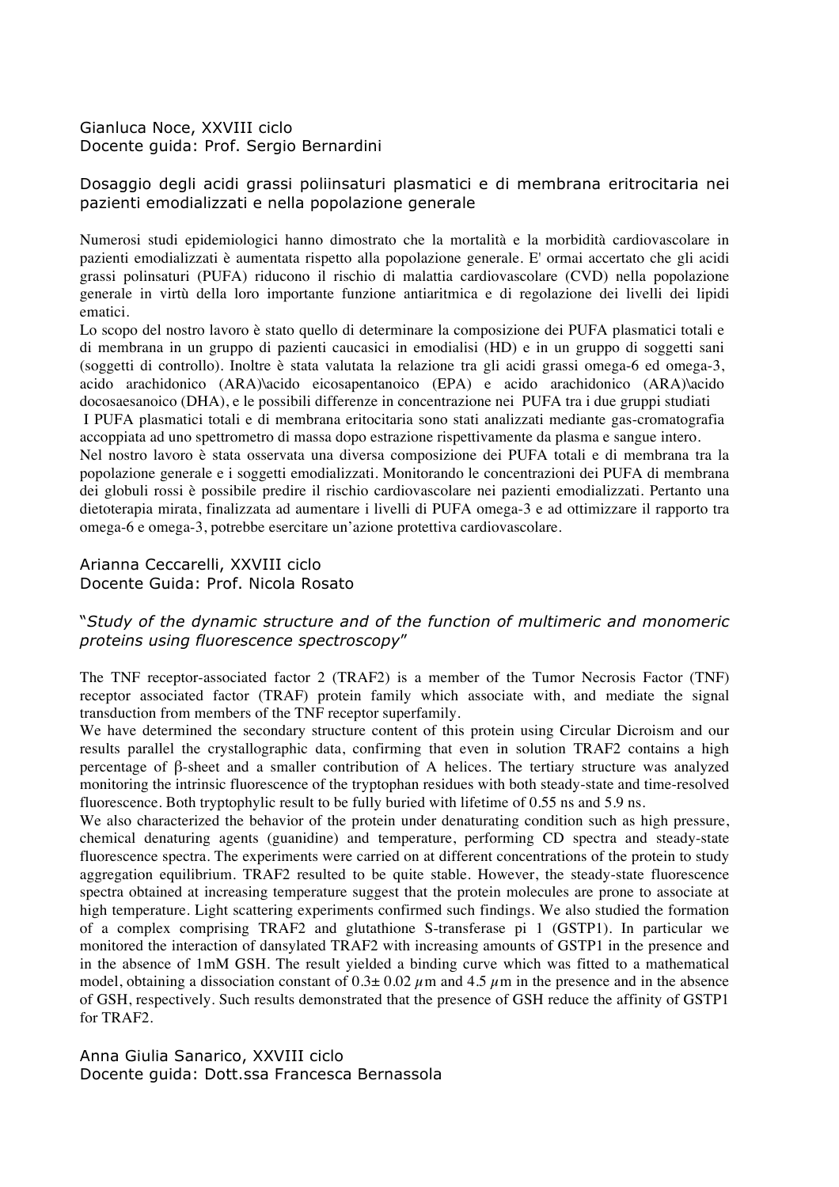Gianluca Noce, XXVIII ciclo
Docente guida: Prof. Sergio Bernardini

### Dosaggio degli acidi grassi poliinsaturi plasmatici e di membrana eritrocitaria nei pazienti emodializzati e nella popolazione generale

Numerosi studi epidemiologici hanno dimostrato che la mortalità e la morbidità cardiovascolare in pazienti emodializzati è aumentata rispetto alla popolazione generale. E' ormai accertato che gli acidi grassi polinsaturi (PUFA) riducono il rischio di malattia cardiovascolare (CVD) nella popolazione generale in virtù della loro importante funzione antiaritmica e di regolazione dei livelli dei lipidi ematici.
Lo scopo del nostro lavoro è stato quello di determinare la composizione dei PUFA plasmatici totali e di membrana in un gruppo di pazienti caucasici in emodialisi (HD) e in un gruppo di soggetti sani (soggetti di controllo). Inoltre è stata valutata la relazione tra gli acidi grassi omega-6 ed omega-3, acido arachidonico (ARA)\acido eicosapentanoico (EPA) e acido arachidonico (ARA)\acido docosaesanoico (DHA), e le possibili differenze in concentrazione nei PUFA tra i due gruppi studiati
I PUFA plasmatici totali e di membrana eritocitaria sono stati analizzati mediante gas-cromatografia accoppiata ad uno spettrometro di massa dopo estrazione rispettivamente da plasma e sangue intero.
Nel nostro lavoro è stata osservata una diversa composizione dei PUFA totali e di membrana tra la popolazione generale e i soggetti emodializzati. Monitorando le concentrazioni dei PUFA di membrana dei globuli rossi è possibile predire il rischio cardiovascolare nei pazienti emodializzati. Pertanto una dietoterapia mirata, finalizzata ad aumentare i livelli di PUFA omega-3 e ad ottimizzare il rapporto tra omega-6 e omega-3, potrebbe esercitare un'azione protettiva cardiovascolare.

Arianna Ceccarelli, XXVIII ciclo
Docente Guida: Prof. Nicola Rosato

### "*Study of the dynamic structure and of the function of multimeric and monomeric proteins using fluorescence spectroscopy*"

The TNF receptor-associated factor 2 (TRAF2) is a member of the Tumor Necrosis Factor (TNF) receptor associated factor (TRAF) protein family which associate with, and mediate the signal transduction from members of the TNF receptor superfamily.
We have determined the secondary structure content of this protein using Circular Dicroism and our results parallel the crystallographic data, confirming that even in solution TRAF2 contains a high percentage of β-sheet and a smaller contribution of A helices. The tertiary structure was analyzed monitoring the intrinsic fluorescence of the tryptophan residues with both steady-state and time-resolved fluorescence. Both tryptophylic result to be fully buried with lifetime of 0.55 ns and 5.9 ns.
We also characterized the behavior of the protein under denaturating condition such as high pressure, chemical denaturing agents (guanidine) and temperature, performing CD spectra and steady-state fluorescence spectra. The experiments were carried on at different concentrations of the protein to study aggregation equilibrium. TRAF2 resulted to be quite stable. However, the steady-state fluorescence spectra obtained at increasing temperature suggest that the protein molecules are prone to associate at high temperature. Light scattering experiments confirmed such findings. We also studied the formation of a complex comprising TRAF2 and glutathione S-transferase pi 1 (GSTP1). In particular we monitored the interaction of dansylated TRAF2 with increasing amounts of GSTP1 in the presence and in the absence of 1mM GSH. The result yielded a binding curve which was fitted to a mathematical model, obtaining a dissociation constant of $0.3 \pm 0.02\ \mu m$ and $4.5\ \mu m$ in the presence and in the absence of GSH, respectively. Such results demonstrated that the presence of GSH reduce the affinity of GSTP1 for TRAF2.

Anna Giulia Sanarico, XXVIII ciclo
Docente guida: Dott.ssa Francesca Bernassola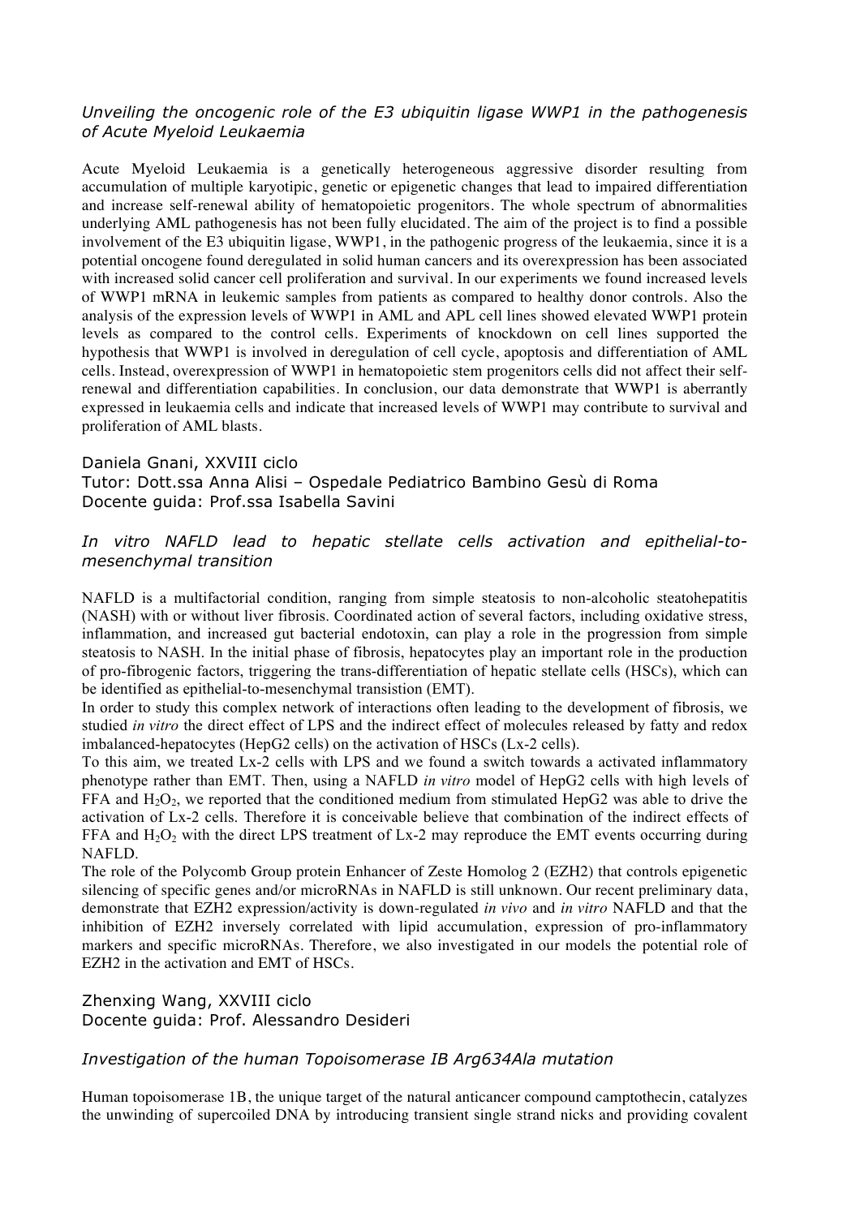*Unveiling the oncogenic role of the E3 ubiquitin ligase WWP1 in the pathogenesis of Acute Myeloid Leukaemia*

Acute Myeloid Leukaemia is a genetically heterogeneous aggressive disorder resulting from accumulation of multiple karyotipic, genetic or epigenetic changes that lead to impaired differentiation and increase self-renewal ability of hematopoietic progenitors. The whole spectrum of abnormalities underlying AML pathogenesis has not been fully elucidated. The aim of the project is to find a possible involvement of the E3 ubiquitin ligase, WWP1, in the pathogenic progress of the leukaemia, since it is a potential oncogene found deregulated in solid human cancers and its overexpression has been associated with increased solid cancer cell proliferation and survival. In our experiments we found increased levels of WWP1 mRNA in leukemic samples from patients as compared to healthy donor controls. Also the analysis of the expression levels of WWP1 in AML and APL cell lines showed elevated WWP1 protein levels as compared to the control cells. Experiments of knockdown on cell lines supported the hypothesis that WWP1 is involved in deregulation of cell cycle, apoptosis and differentiation of AML cells. Instead, overexpression of WWP1 in hematopoietic stem progenitors cells did not affect their self-renewal and differentiation capabilities. In conclusion, our data demonstrate that WWP1 is aberrantly expressed in leukaemia cells and indicate that increased levels of WWP1 may contribute to survival and proliferation of AML blasts.

Daniela Gnani, XXVIII ciclo
Tutor: Dott.ssa Anna Alisi – Ospedale Pediatrico Bambino Gesù di Roma
Docente guida: Prof.ssa Isabella Savini

*In vitro NAFLD lead to hepatic stellate cells activation and epithelial-to-mesenchymal transition*

NAFLD is a multifactorial condition, ranging from simple steatosis to non-alcoholic steatohepatitis (NASH) with or without liver fibrosis. Coordinated action of several factors, including oxidative stress, inflammation, and increased gut bacterial endotoxin, can play a role in the progression from simple steatosis to NASH. In the initial phase of fibrosis, hepatocytes play an important role in the production of pro-fibrogenic factors, triggering the trans-differentiation of hepatic stellate cells (HSCs), which can be identified as epithelial-to-mesenchymal transistion (EMT).

In order to study this complex network of interactions often leading to the development of fibrosis, we studied *in vitro* the direct effect of LPS and the indirect effect of molecules released by fatty and redox imbalanced-hepatocytes (HepG2 cells) on the activation of HSCs (Lx-2 cells).

To this aim, we treated Lx-2 cells with LPS and we found a switch towards a activated inflammatory phenotype rather than EMT. Then, using a NAFLD *in vitro* model of HepG2 cells with high levels of FFA and $H_2O_2$, we reported that the conditioned medium from stimulated HepG2 was able to drive the activation of Lx-2 cells. Therefore it is conceivable believe that combination of the indirect effects of FFA and $H_2O_2$ with the direct LPS treatment of Lx-2 may reproduce the EMT events occurring during NAFLD.

The role of the Polycomb Group protein Enhancer of Zeste Homolog 2 (EZH2) that controls epigenetic silencing of specific genes and/or microRNAs in NAFLD is still unknown. Our recent preliminary data, demonstrate that EZH2 expression/activity is down-regulated *in vivo* and *in vitro* NAFLD and that the inhibition of EZH2 inversely correlated with lipid accumulation, expression of pro-inflammatory markers and specific microRNAs. Therefore, we also investigated in our models the potential role of EZH2 in the activation and EMT of HSCs.

Zhenxing Wang, XXVIII ciclo
Docente guida: Prof. Alessandro Desideri

*Investigation of the human Topoisomerase IB Arg634Ala mutation*

Human topoisomerase 1B, the unique target of the natural anticancer compound camptothecin, catalyzes the unwinding of supercoiled DNA by introducing transient single strand nicks and providing covalent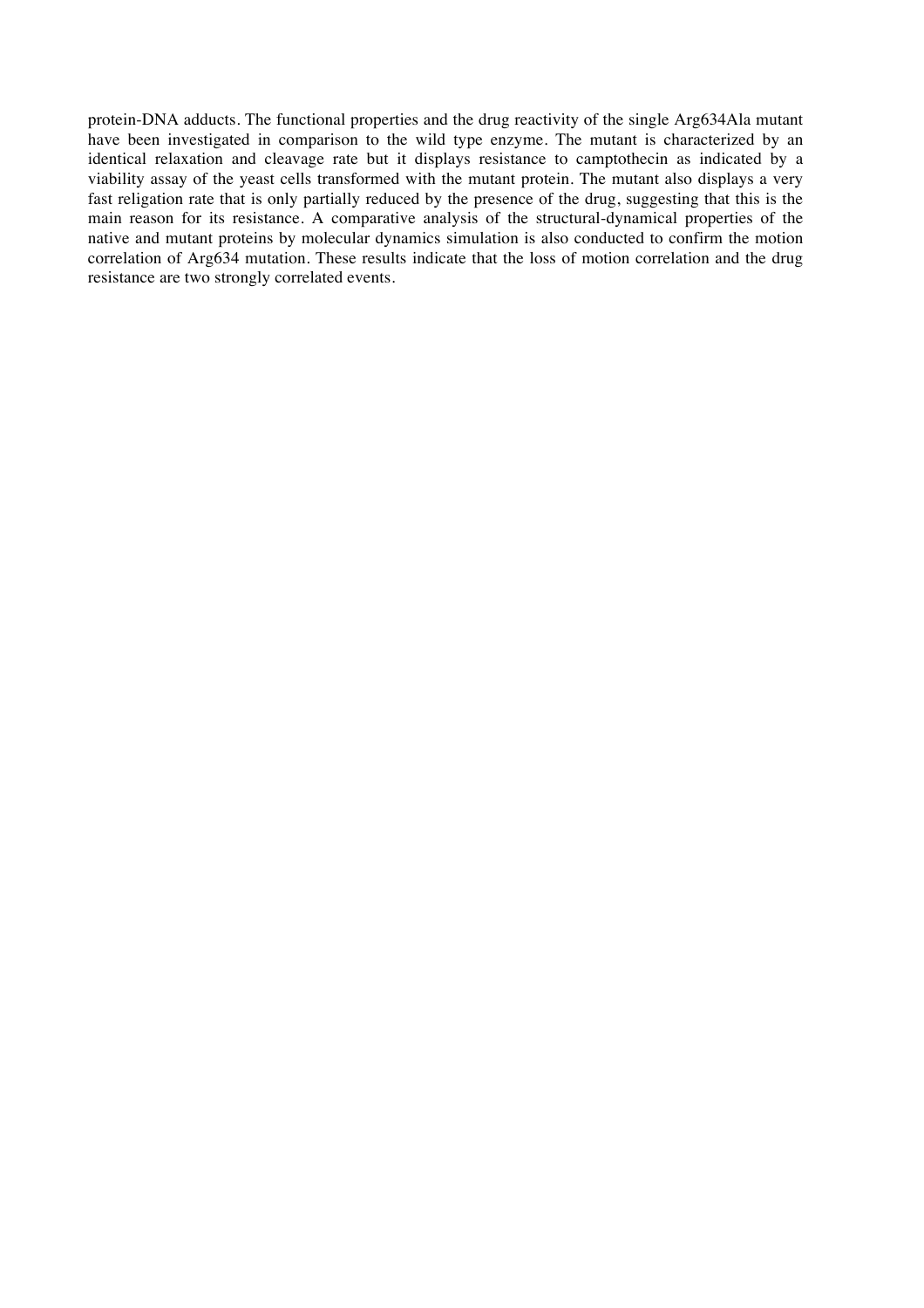protein-DNA adducts. The functional properties and the drug reactivity of the single Arg634Ala mutant have been investigated in comparison to the wild type enzyme. The mutant is characterized by an identical relaxation and cleavage rate but it displays resistance to camptothecin as indicated by a viability assay of the yeast cells transformed with the mutant protein. The mutant also displays a very fast religation rate that is only partially reduced by the presence of the drug, suggesting that this is the main reason for its resistance. A comparative analysis of the structural-dynamical properties of the native and mutant proteins by molecular dynamics simulation is also conducted to confirm the motion correlation of Arg634 mutation. These results indicate that the loss of motion correlation and the drug resistance are two strongly correlated events.